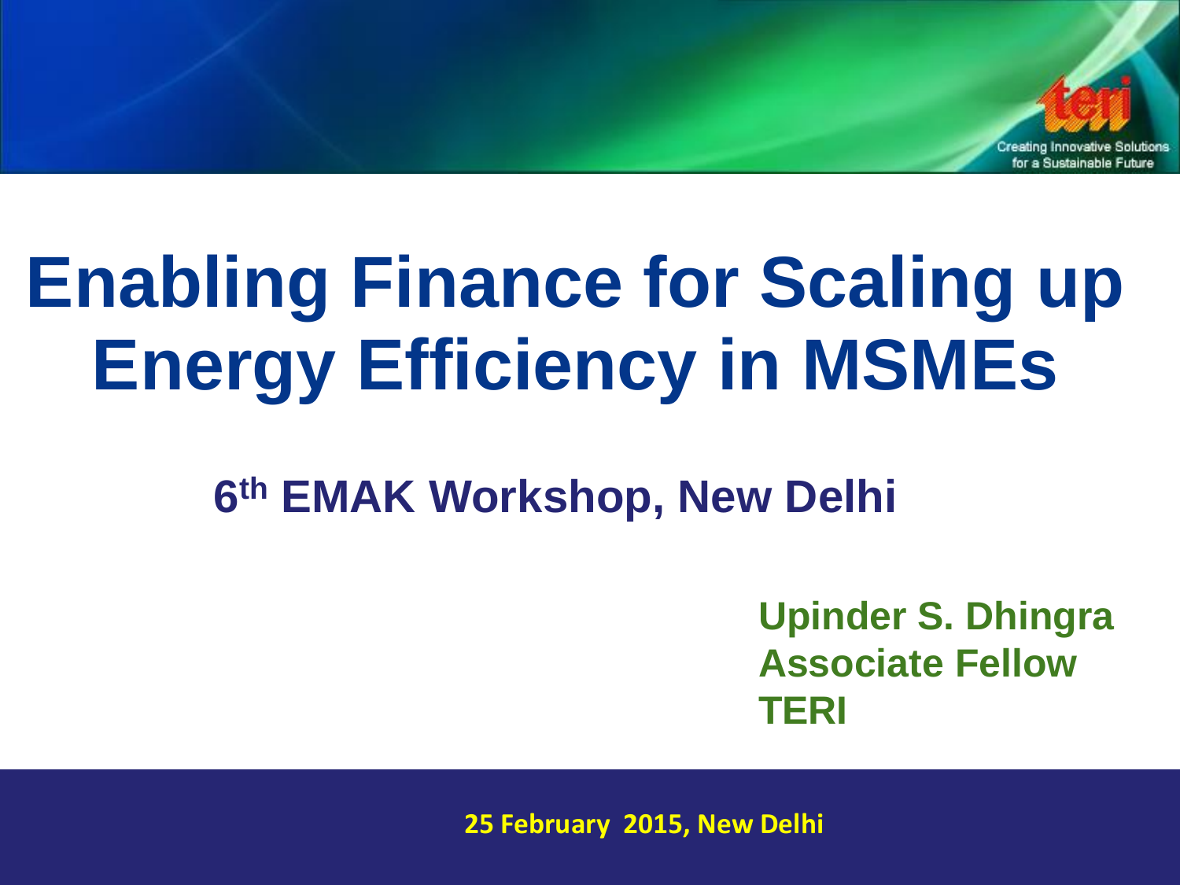# Enabling Finance for Scaling up Energy Efficiency in MSMEs

## 6th EMAK Workshop, New Delhi

**Upinder S. Dhingra**
**Associate Fellow**
**TERI**

**25 February 2015, New Delhi**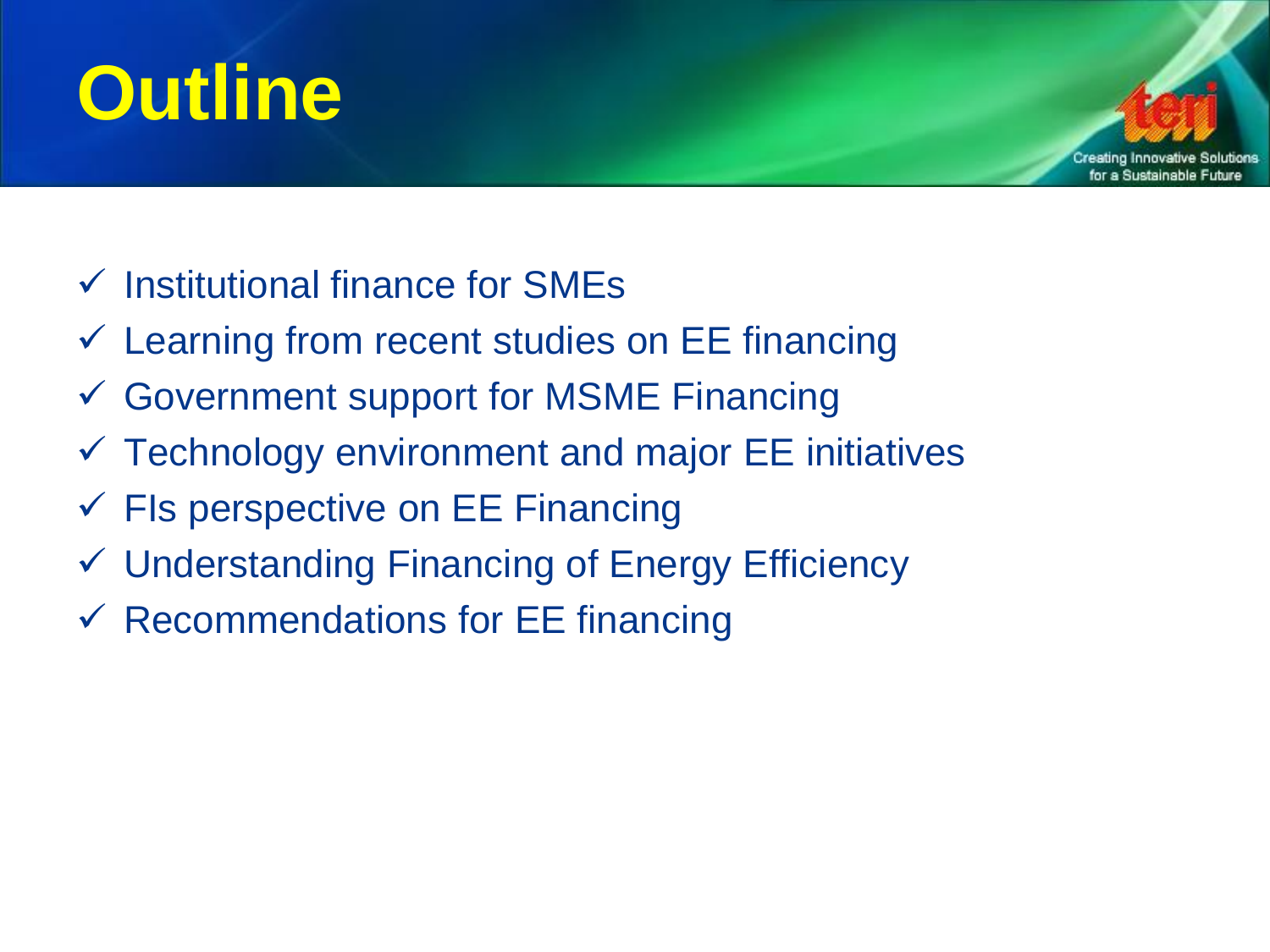# Outline

- ✓ Institutional finance for SMEs
- ✓ Learning from recent studies on EE financing
- ✓ Government support for MSME Financing
- ✓ Technology environment and major EE initiatives
- ✓ FIs perspective on EE Financing
- ✓ Understanding Financing of Energy Efficiency
- ✓ Recommendations for EE financing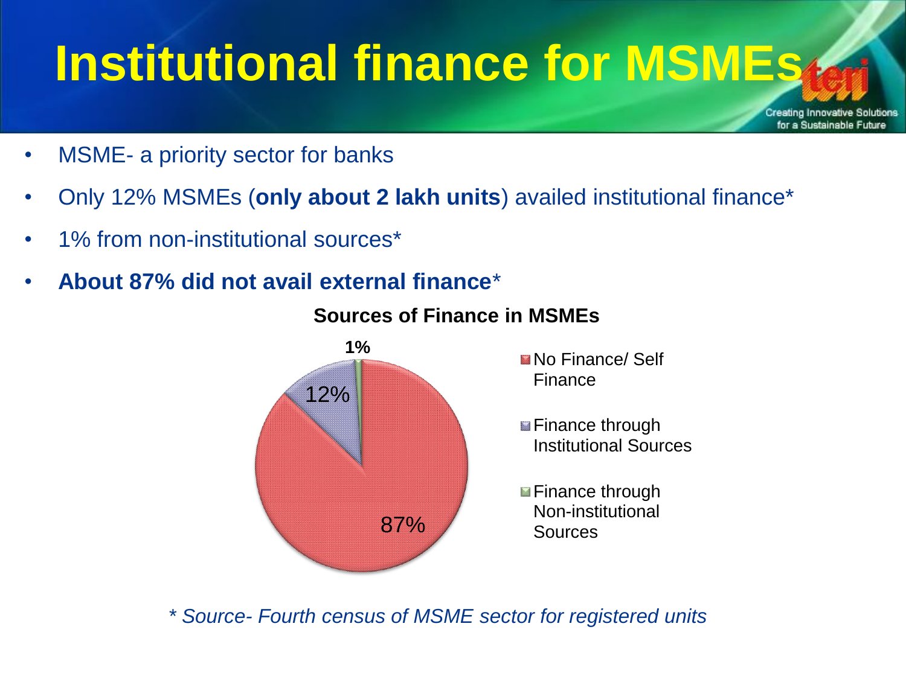# Institutional finance for MSMEs

- MSME- a priority sector for banks
- Only 12% MSMEs (**only about 2 lakh units**) availed institutional finance*
- 1% from non-institutional sources*
- **About 87% did not avail external finance***

**Sources of Finance in MSMEs**

| Source | Share |
|---|---|
| No Finance/ Self Finance | 87% |
| Finance through Institutional Sources | 12% |
| Finance through Non-institutional Sources | 1% |

*\* Source- Fourth census of MSME sector for registered units*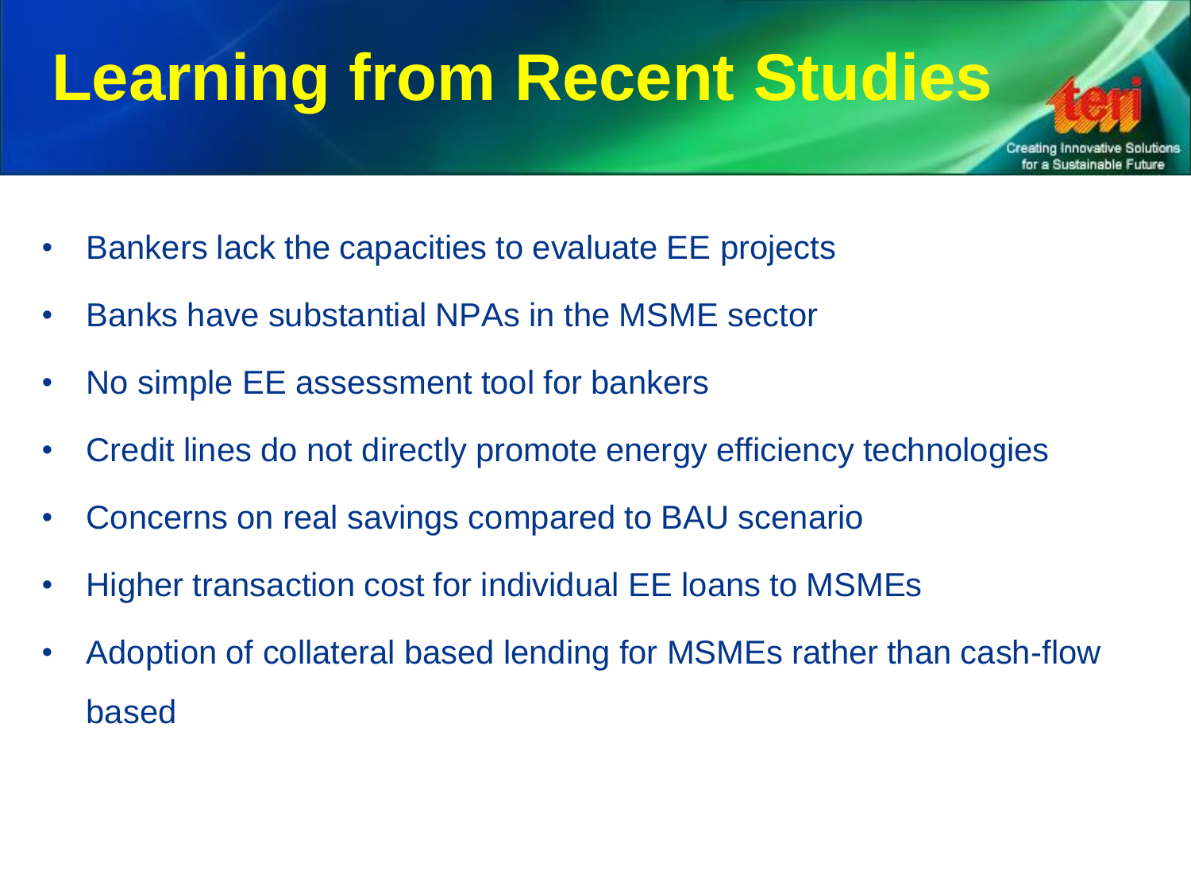# Learning from Recent Studies

- Bankers lack the capacities to evaluate EE projects
- Banks have substantial NPAs in the MSME sector
- No simple EE assessment tool for bankers
- Credit lines do not directly promote energy efficiency technologies
- Concerns on real savings compared to BAU scenario
- Higher transaction cost for individual EE loans to MSMEs
- Adoption of collateral based lending for MSMEs rather than cash-flow based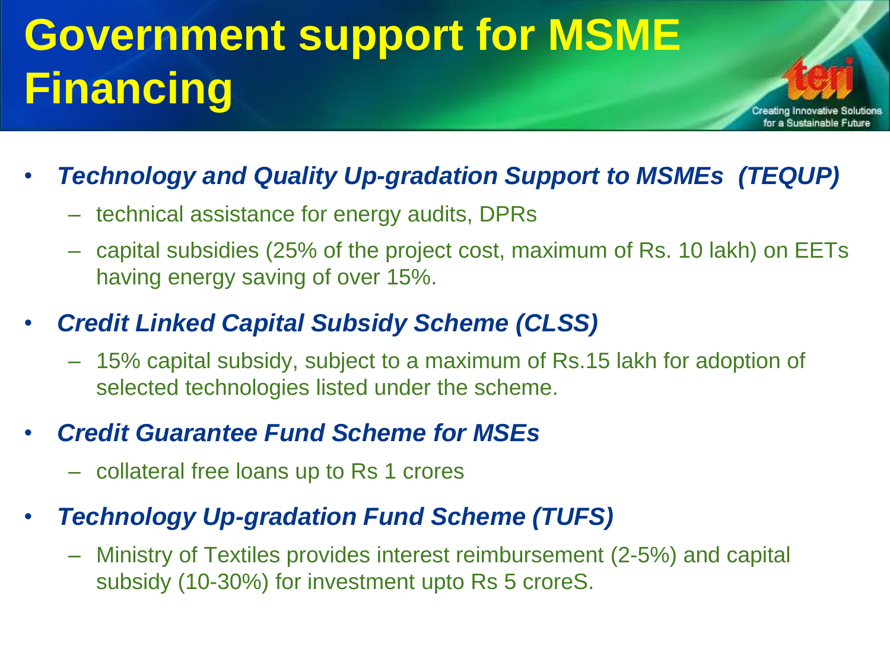# Government support for MSME Financing

- ***Technology and Quality Up-gradation Support to MSMEs (TEQUP)***
  - technical assistance for energy audits, DPRs
  - capital subsidies (25% of the project cost, maximum of Rs. 10 lakh) on EETs having energy saving of over 15%.
- ***Credit Linked Capital Subsidy Scheme (CLSS)***
  - 15% capital subsidy, subject to a maximum of Rs.15 lakh for adoption of selected technologies listed under the scheme.
- ***Credit Guarantee Fund Scheme for MSEs***
  - collateral free loans up to Rs 1 crores
- ***Technology Up-gradation Fund Scheme (TUFS)***
  - Ministry of Textiles provides interest reimbursement (2-5%) and capital subsidy (10-30%) for investment upto Rs 5 croreS.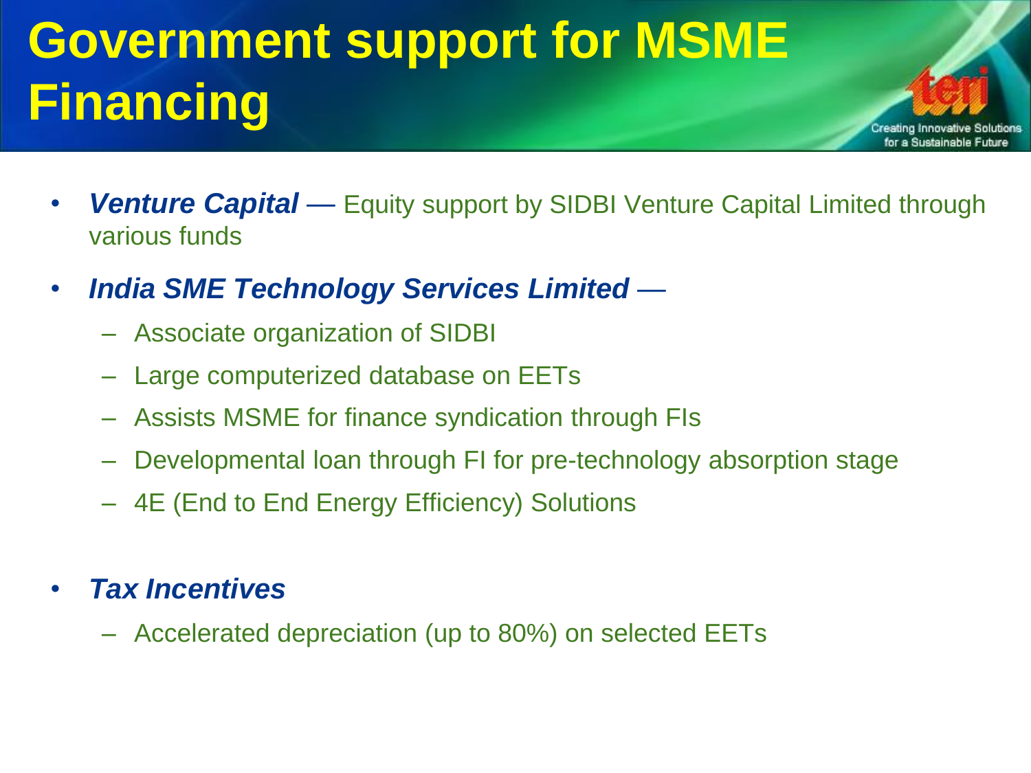# Government support for MSME Financing

- ***Venture Capital*** — Equity support by SIDBI Venture Capital Limited through various funds
- ***India SME Technology Services Limited*** —
  - Associate organization of SIDBI
  - Large computerized database on EETs
  - Assists MSME for finance syndication through FIs
  - Developmental loan through FI for pre-technology absorption stage
  - 4E (End to End Energy Efficiency) Solutions
- ***Tax Incentives***
  - Accelerated depreciation (up to 80%) on selected EETs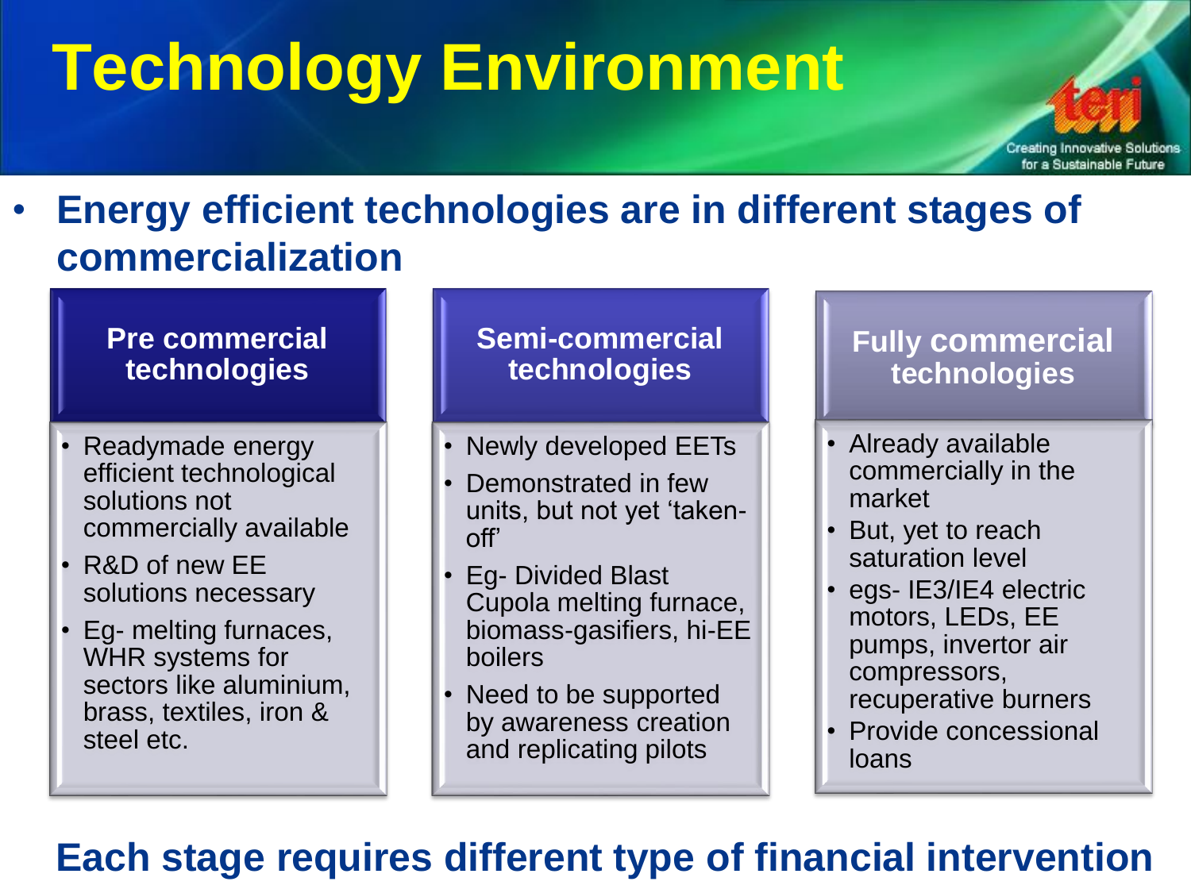# Technology Environment

- **Energy efficient technologies are in different stages of commercialization**

### Pre commercial technologies

- Readymade energy efficient technological solutions not commercially available
- R&D of new EE solutions necessary
- Eg- melting furnaces, WHR systems for sectors like aluminium, brass, textiles, iron & steel etc.

### Semi-commercial technologies

- Newly developed EETs
- Demonstrated in few units, but not yet 'taken-off'
- Eg- Divided Blast Cupola melting furnace, biomass-gasifiers, hi-EE boilers
- Need to be supported by awareness creation and replicating pilots

### Fully commercial technologies

- Already available commercially in the market
- But, yet to reach saturation level
- egs- IE3/IE4 electric motors, LEDs, EE pumps, invertor air compressors, recuperative burners
- Provide concessional loans

**Each stage requires different type of financial intervention**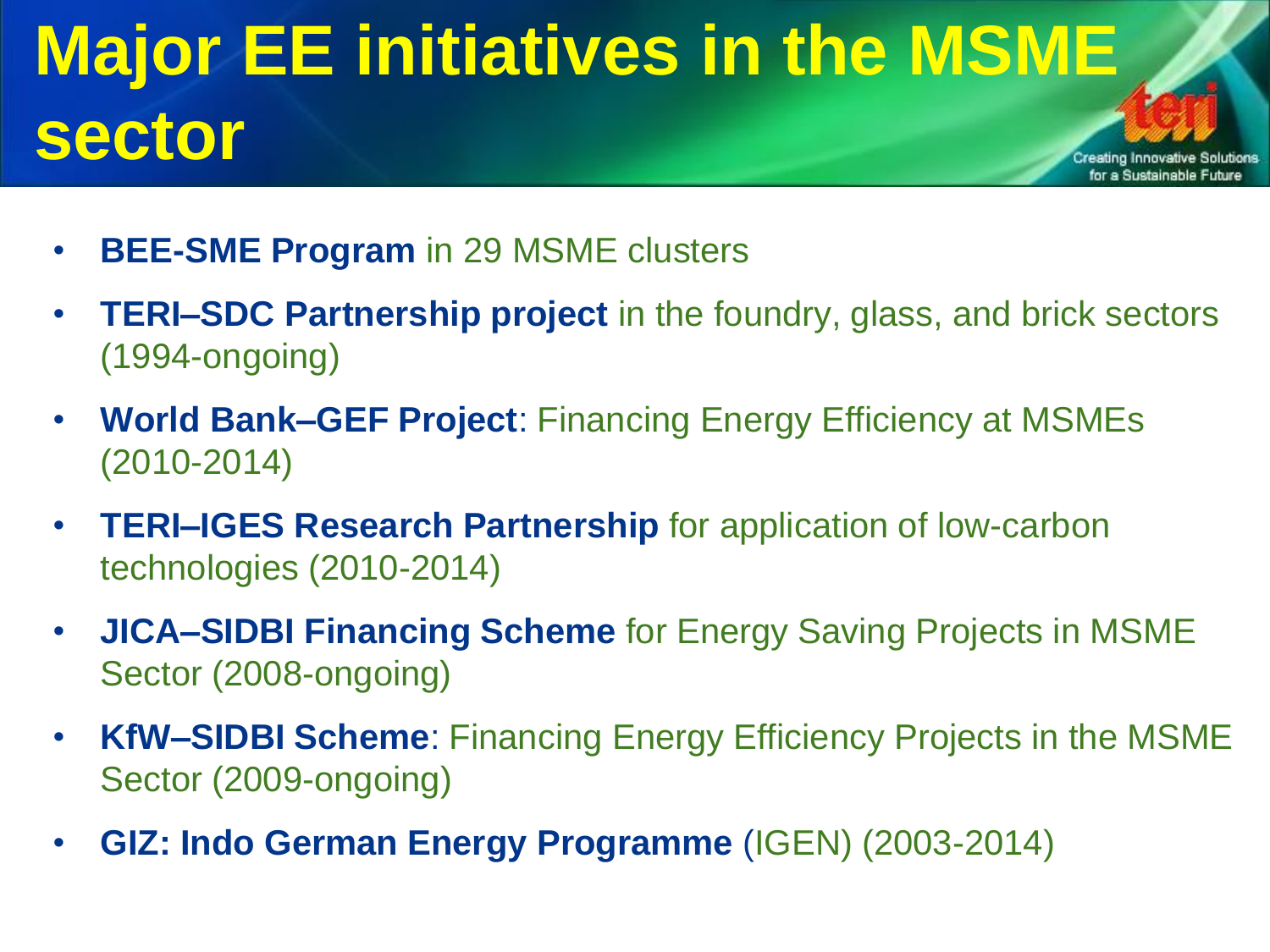# Major EE initiatives in the MSME sector

- **BEE-SME Program** in 29 MSME clusters
- **TERI–SDC Partnership project** in the foundry, glass, and brick sectors (1994-ongoing)
- **World Bank–GEF Project**: Financing Energy Efficiency at MSMEs (2010-2014)
- **TERI–IGES Research Partnership** for application of low-carbon technologies (2010-2014)
- **JICA–SIDBI Financing Scheme** for Energy Saving Projects in MSME Sector (2008-ongoing)
- **KfW–SIDBI Scheme**: Financing Energy Efficiency Projects in the MSME Sector (2009-ongoing)
- **GIZ: Indo German Energy Programme** (IGEN) (2003-2014)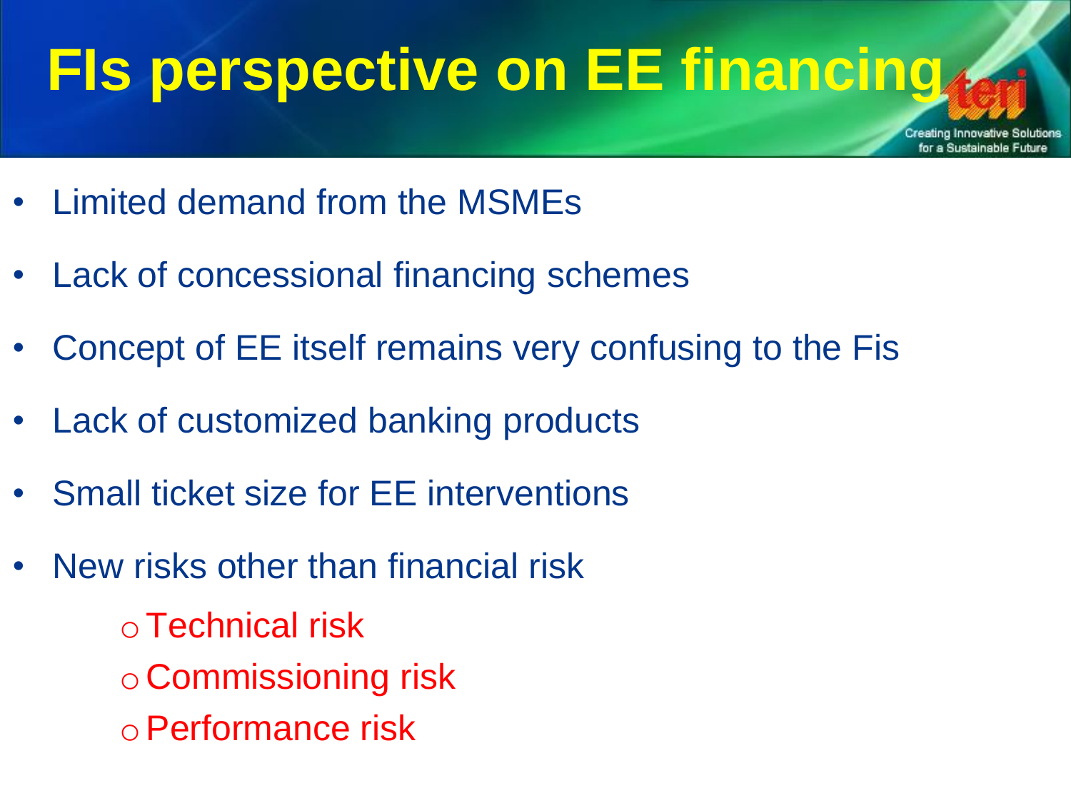# FIs perspective on EE financing

- Limited demand from the MSMEs
- Lack of concessional financing schemes
- Concept of EE itself remains very confusing to the Fis
- Lack of customized banking products
- Small ticket size for EE interventions
- New risks other than financial risk
  - Technical risk
  - Commissioning risk
  - Performance risk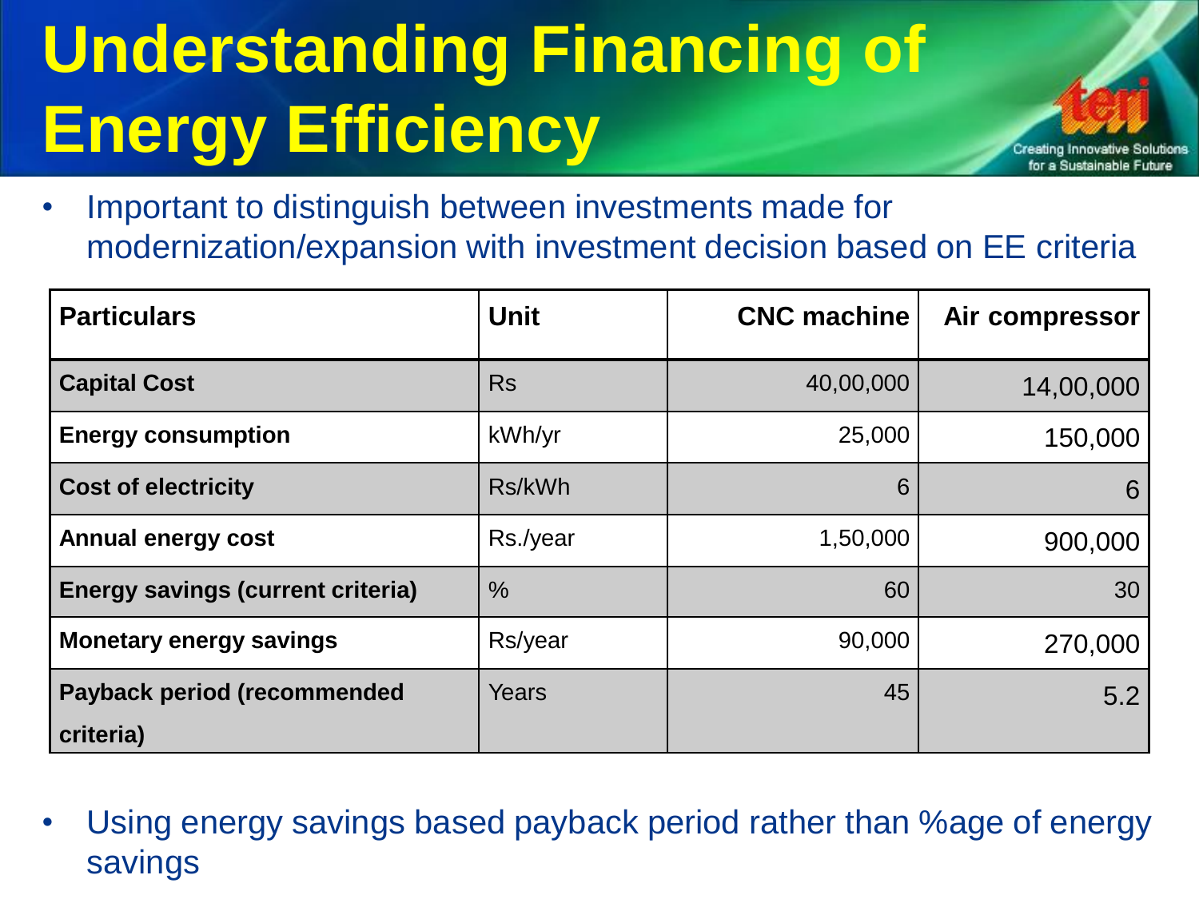# Understanding Financing of Energy Efficiency

- Important to distinguish between investments made for modernization/expansion with investment decision based on EE criteria

| Particulars | Unit | CNC machine | Air compressor |
|---|---|---|---|
| Capital Cost | Rs | 40,00,000 | 14,00,000 |
| Energy consumption | kWh/yr | 25,000 | 150,000 |
| Cost of electricity | Rs/kWh | 6 | 6 |
| Annual energy cost | Rs./year | 1,50,000 | 900,000 |
| Energy savings (current criteria) | % | 60 | 30 |
| Monetary energy savings | Rs/year | 90,000 | 270,000 |
| Payback period (recommended criteria) | Years | 45 | 5.2 |

- Using energy savings based payback period rather than %age of energy savings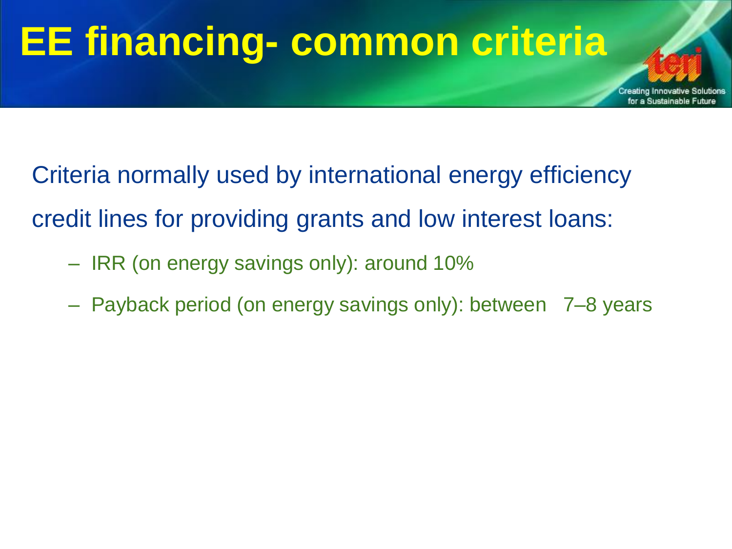# EE financing- common criteria

Criteria normally used by international energy efficiency credit lines for providing grants and low interest loans:

- IRR (on energy savings only): around 10%
- Payback period (on energy savings only): between 7–8 years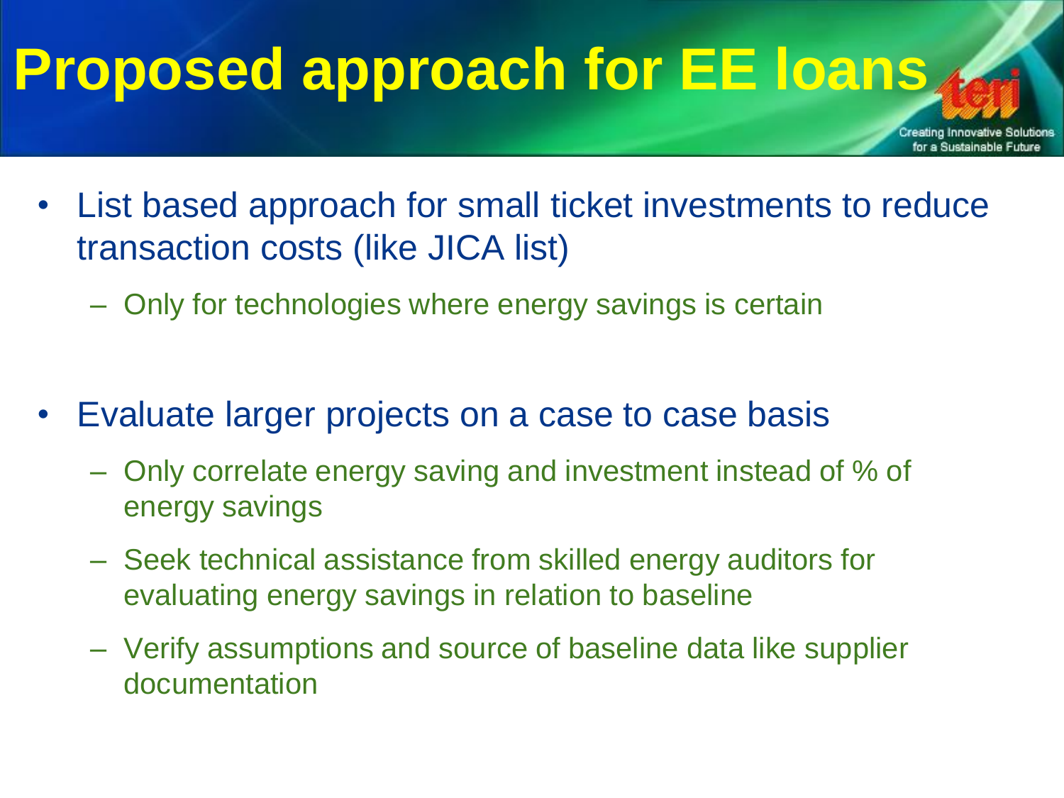# Proposed approach for EE loans

- List based approach for small ticket investments to reduce transaction costs (like JICA list)
  - Only for technologies where energy savings is certain

- Evaluate larger projects on a case to case basis
  - Only correlate energy saving and investment instead of % of energy savings
  - Seek technical assistance from skilled energy auditors for evaluating energy savings in relation to baseline
  - Verify assumptions and source of baseline data like supplier documentation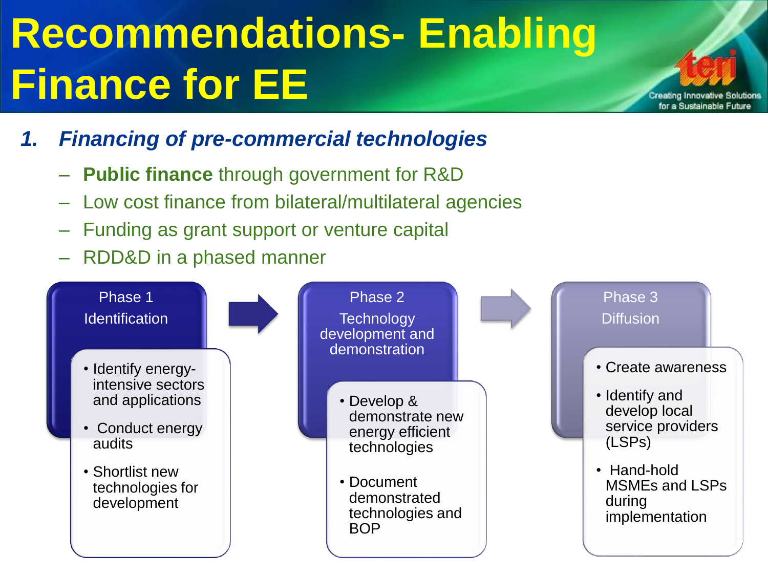# Recommendations- Enabling Finance for EE

1. ***Financing of pre-commercial technologies***
   - **Public finance** through government for R&D
   - Low cost finance from bilateral/multilateral agencies
   - Funding as grant support or venture capital
   - RDD&D in a phased manner

**Phase 1 – Identification**

- Identify energy-intensive sectors and applications
- Conduct energy audits
- Shortlist new technologies for development

**Phase 2 – Technology development and demonstration**

- Develop & demonstrate new energy efficient technologies
- Document demonstrated technologies and BOP

**Phase 3 – Diffusion**

- Create awareness
- Identify and develop local service providers (LSPs)
- Hand-hold MSMEs and LSPs during implementation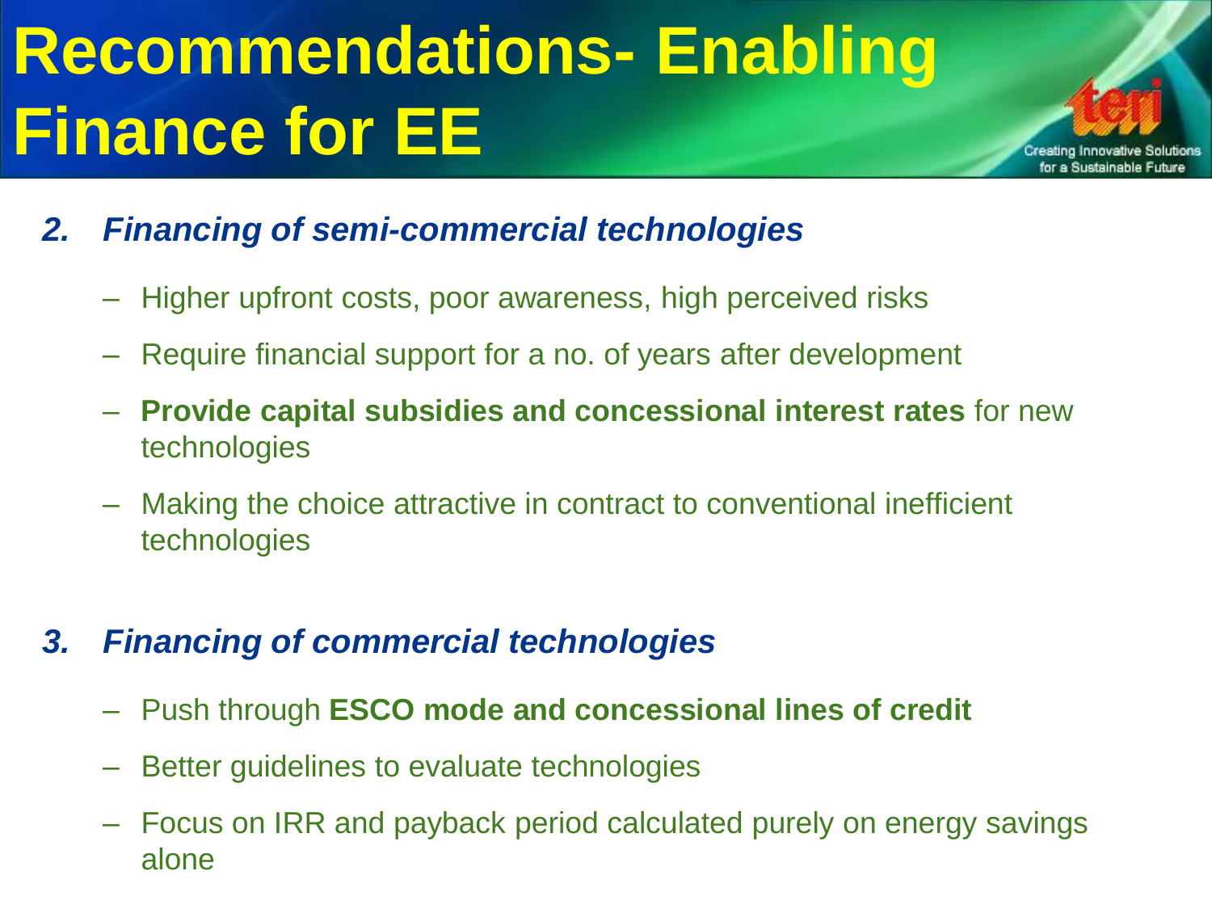# Recommendations- Enabling Finance for EE

2. ***Financing of semi-commercial technologies***

   - Higher upfront costs, poor awareness, high perceived risks
   - Require financial support for a no. of years after development
   - **Provide capital subsidies and concessional interest rates** for new technologies
   - Making the choice attractive in contract to conventional inefficient technologies

3. ***Financing of commercial technologies***

   - Push through **ESCO mode and concessional lines of credit**
   - Better guidelines to evaluate technologies
   - Focus on IRR and payback period calculated purely on energy savings alone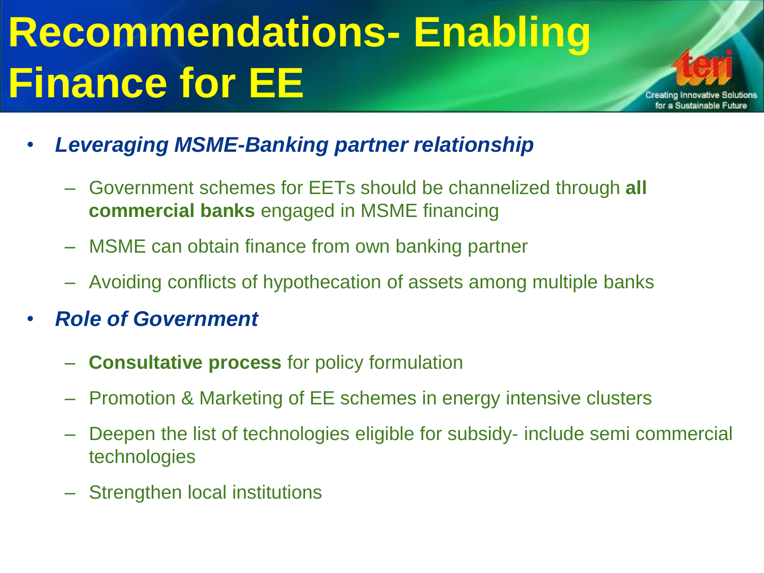# Recommendations- Enabling Finance for EE

- ***Leveraging MSME-Banking partner relationship***
  - Government schemes for EETs should be channelized through **all commercial banks** engaged in MSME financing
  - MSME can obtain finance from own banking partner
  - Avoiding conflicts of hypothecation of assets among multiple banks
- ***Role of Government***
  - **Consultative process** for policy formulation
  - Promotion & Marketing of EE schemes in energy intensive clusters
  - Deepen the list of technologies eligible for subsidy- include semi commercial technologies
  - Strengthen local institutions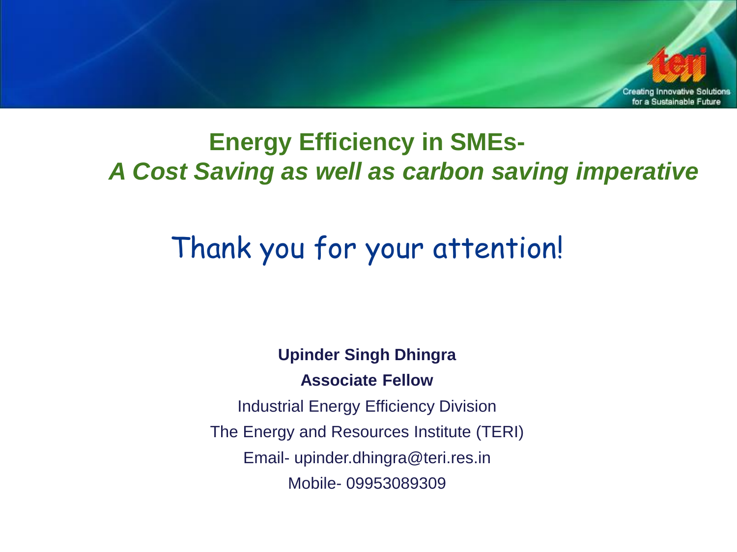## Energy Efficiency in SMEs-
## *A Cost Saving as well as carbon saving imperative*

# Thank you for your attention!

**Upinder Singh Dhingra**

**Associate Fellow**

Industrial Energy Efficiency Division

The Energy and Resources Institute (TERI)

Email- upinder.dhingra@teri.res.in

Mobile- 09953089309